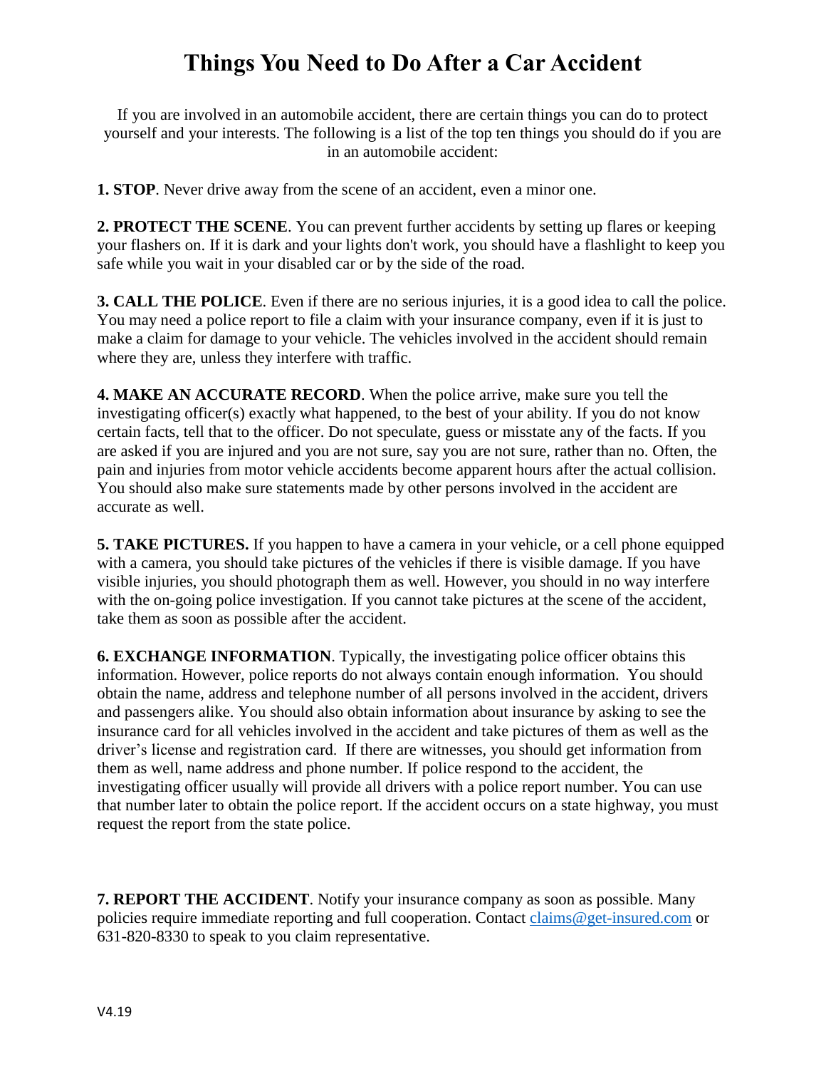# Things You Need to Do After a Car Accident

If you are involved in an automobile accident, there are certain things you can do to protect yourself and your interests. The following is a list of the top ten things you should do if you are in an automobile accident:

**1. STOP**. Never drive away from the scene of an accident, even a minor one.

**2. PROTECT THE SCENE**. You can prevent further accidents by setting up flares or keeping your flashers on. If it is dark and your lights don't work, you should have a flashlight to keep you safe while you wait in your disabled car or by the side of the road.

**3. CALL THE POLICE**. Even if there are no serious injuries, it is a good idea to call the police. You may need a police report to file a claim with your insurance company, even if it is just to make a claim for damage to your vehicle. The vehicles involved in the accident should remain where they are, unless they interfere with traffic.

**4. MAKE AN ACCURATE RECORD**. When the police arrive, make sure you tell the investigating officer(s) exactly what happened, to the best of your ability. If you do not know certain facts, tell that to the officer. Do not speculate, guess or misstate any of the facts. If you are asked if you are injured and you are not sure, say you are not sure, rather than no. Often, the pain and injuries from motor vehicle accidents become apparent hours after the actual collision. You should also make sure statements made by other persons involved in the accident are accurate as well.

**5. TAKE PICTURES.** If you happen to have a camera in your vehicle, or a cell phone equipped with a camera, you should take pictures of the vehicles if there is visible damage. If you have visible injuries, you should photograph them as well. However, you should in no way interfere with the on-going police investigation. If you cannot take pictures at the scene of the accident, take them as soon as possible after the accident.

**6. EXCHANGE INFORMATION**. Typically, the investigating police officer obtains this information. However, police reports do not always contain enough information. You should obtain the name, address and telephone number of all persons involved in the accident, drivers and passengers alike. You should also obtain information about insurance by asking to see the insurance card for all vehicles involved in the accident and take pictures of them as well as the driver's license and registration card. If there are witnesses, you should get information from them as well, name address and phone number. If police respond to the accident, the investigating officer usually will provide all drivers with a police report number. You can use that number later to obtain the police report. If the accident occurs on a state highway, you must request the report from the state police.

**7. REPORT THE ACCIDENT**. Notify your insurance company as soon as possible. Many policies require immediate reporting and full cooperation. Contact claims@get-insured.com or 631-820-8330 to speak to you claim representative.

V4.19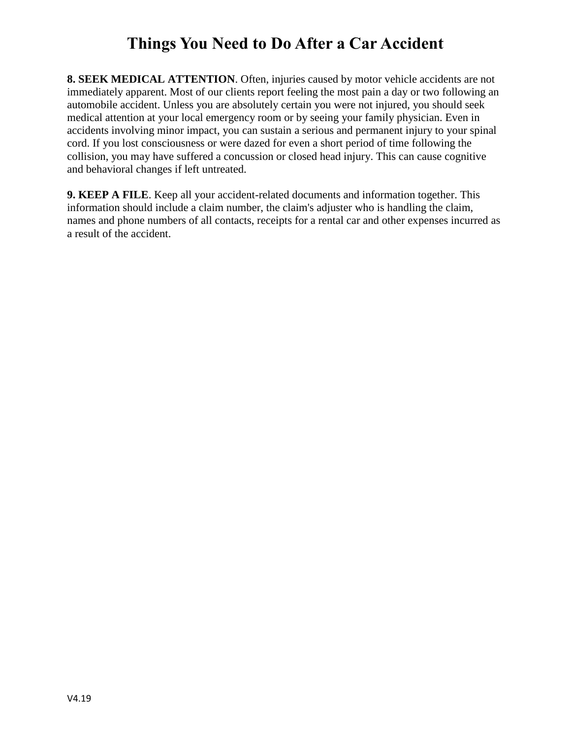# Things You Need to Do After a Car Accident

**8. SEEK MEDICAL ATTENTION**. Often, injuries caused by motor vehicle accidents are not immediately apparent. Most of our clients report feeling the most pain a day or two following an automobile accident. Unless you are absolutely certain you were not injured, you should seek medical attention at your local emergency room or by seeing your family physician. Even in accidents involving minor impact, you can sustain a serious and permanent injury to your spinal cord. If you lost consciousness or were dazed for even a short period of time following the collision, you may have suffered a concussion or closed head injury. This can cause cognitive and behavioral changes if left untreated.

**9. KEEP A FILE**. Keep all your accident-related documents and information together. This information should include a claim number, the claim's adjuster who is handling the claim, names and phone numbers of all contacts, receipts for a rental car and other expenses incurred as a result of the accident.

V4.19